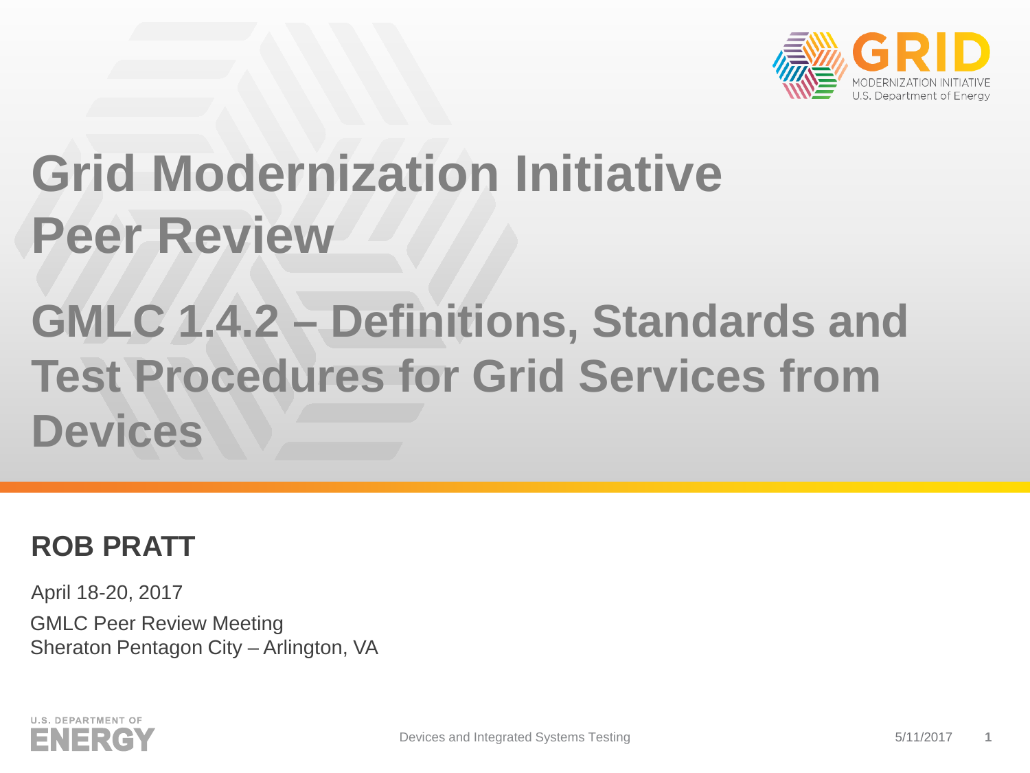# Grid Modernization Initiative Peer Review

# GMLC 1.4.2 – Definitions, Standards and Test Procedures for Grid Services from Devices

**ROB PRATT**

April 18-20, 2017

GMLC Peer Review Meeting
Sheraton Pentagon City – Arlington, VA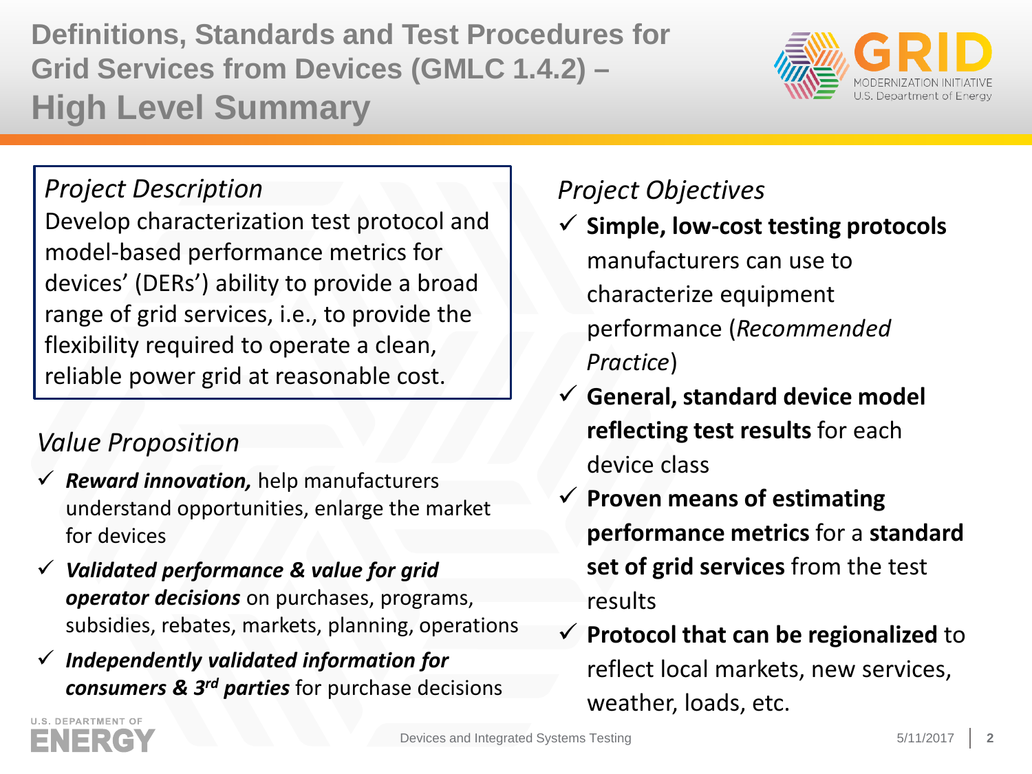# Definitions, Standards and Test Procedures for Grid Services from Devices (GMLC 1.4.2) – High Level Summary

*Project Description*

Develop characterization test protocol and model-based performance metrics for devices' (DERs') ability to provide a broad range of grid services, i.e., to provide the flexibility required to operate a clean, reliable power grid at reasonable cost.

*Value Proposition*

- ✓ ***Reward innovation,*** help manufacturers understand opportunities, enlarge the market for devices
- ✓ ***Validated performance & value for grid operator decisions*** on purchases, programs, subsidies, rebates, markets, planning, operations
- ✓ ***Independently validated information for consumers & 3rd parties*** for purchase decisions

*Project Objectives*

- ✓ **Simple, low-cost testing protocols** manufacturers can use to characterize equipment performance (*Recommended Practice*)
- ✓ **General, standard device model reflecting test results** for each device class
- ✓ **Proven means of estimating performance metrics** for a **standard set of grid services** from the test results
- ✓ **Protocol that can be regionalized** to reflect local markets, new services, weather, loads, etc.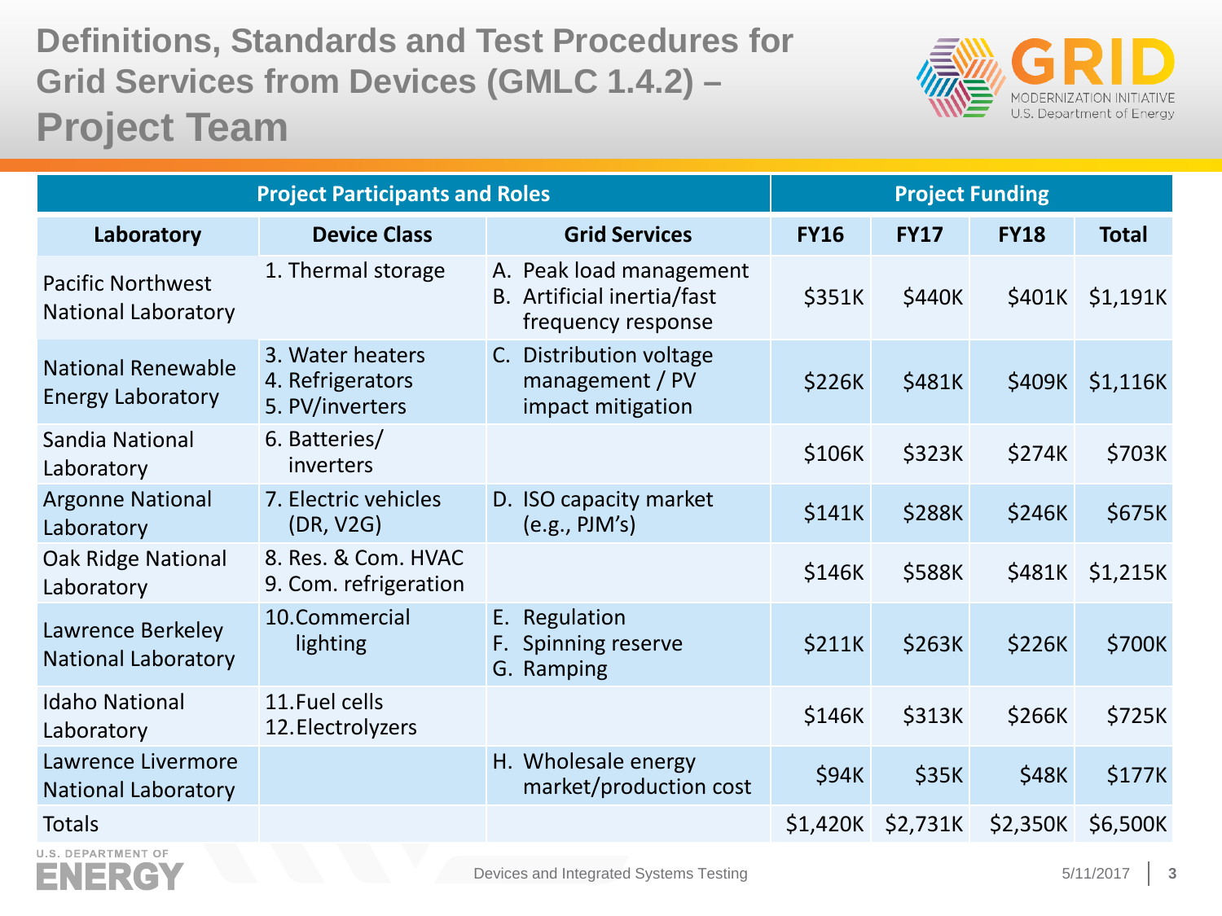# Definitions, Standards and Test Procedures for Grid Services from Devices (GMLC 1.4.2) – Project Team

| Project Participants and Roles | | | Project Funding | | | |
|---|---|---|---|---|---|---|
| **Laboratory** | **Device Class** | **Grid Services** | **FY16** | **FY17** | **FY18** | **Total** |
| Pacific Northwest National Laboratory | 1. Thermal storage | A. Peak load management<br>B. Artificial inertia/fast frequency response | $351K | $440K | $401K | $1,191K |
| National Renewable Energy Laboratory | 3. Water heaters<br>4. Refrigerators<br>5. PV/inverters | C. Distribution voltage management / PV impact mitigation | $226K | $481K | $409K | $1,116K |
| Sandia National Laboratory | 6. Batteries/ inverters | | $106K | $323K | $274K | $703K |
| Argonne National Laboratory | 7. Electric vehicles (DR, V2G) | D. ISO capacity market (e.g., PJM's) | $141K | $288K | $246K | $675K |
| Oak Ridge National Laboratory | 8. Res. & Com. HVAC<br>9. Com. refrigeration | | $146K | $588K | $481K | $1,215K |
| Lawrence Berkeley National Laboratory | 10. Commercial lighting | E. Regulation<br>F. Spinning reserve<br>G. Ramping | $211K | $263K | $226K | $700K |
| Idaho National Laboratory | 11. Fuel cells<br>12. Electrolyzers | | $146K | $313K | $266K | $725K |
| Lawrence Livermore National Laboratory | | H. Wholesale energy market/production cost | $94K | $35K | $48K | $177K |
| Totals | | | $1,420K | $2,731K | $2,350K | $6,500K |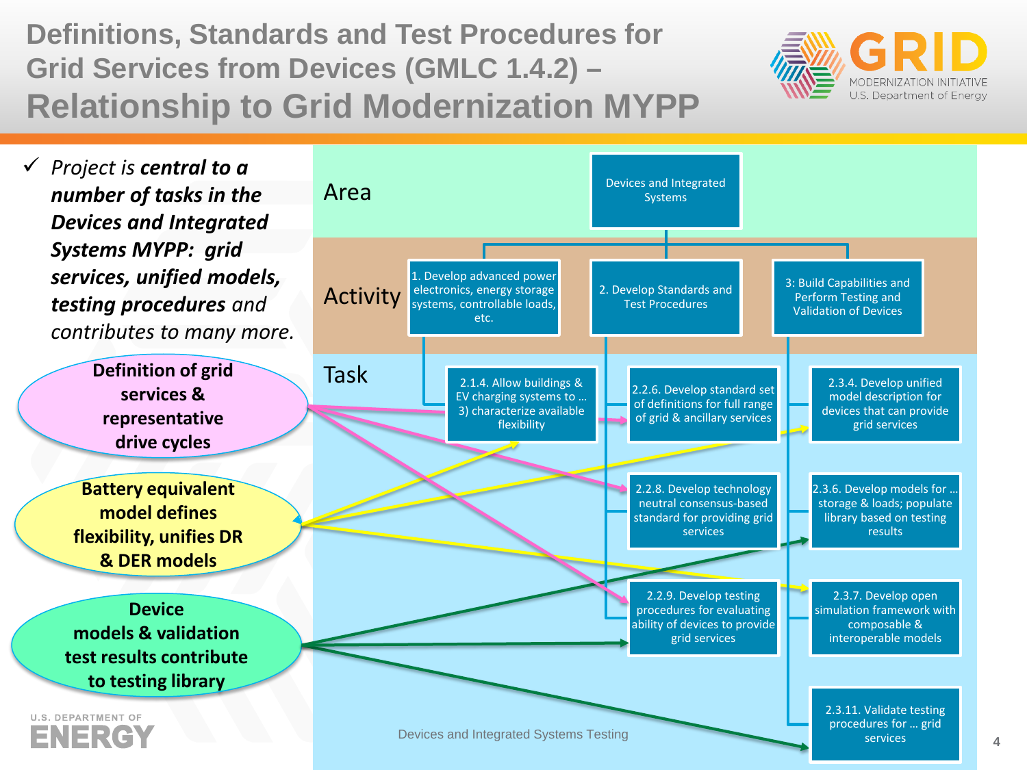# Definitions, Standards and Test Procedures for Grid Services from Devices (GMLC 1.4.2) – Relationship to Grid Modernization MYPP

- ✓ *Project is **central to a number of tasks in the Devices and Integrated Systems MYPP: grid services, unified models, testing procedures** and contributes to many more.*

**Definition of grid services & representative drive cycles**

**Battery equivalent model defines flexibility, unifies DR & DER models**

**Device models & validation test results contribute to testing library**

**Area**

- Devices and Integrated Systems

**Activity**

1. Develop advanced power electronics, energy storage systems, controllable loads, etc.
2. Develop Standards and Test Procedures
3. Build Capabilities and Perform Testing and Validation of Devices

**Task**

- 2.1.4. Allow buildings & EV charging systems to … 3) characterize available flexibility
- 2.2.6. Develop standard set of definitions for full range of grid & ancillary services
- 2.2.8. Develop technology neutral consensus-based standard for providing grid services
- 2.2.9. Develop testing procedures for evaluating ability of devices to provide grid services
- 2.3.4. Develop unified model description for devices that can provide grid services
- 2.3.6. Develop models for … storage & loads; populate library based on testing results
- 2.3.7. Develop open simulation framework with composable & interoperable models
- 2.3.11. Validate testing procedures for … grid services

Devices and Integrated Systems Testing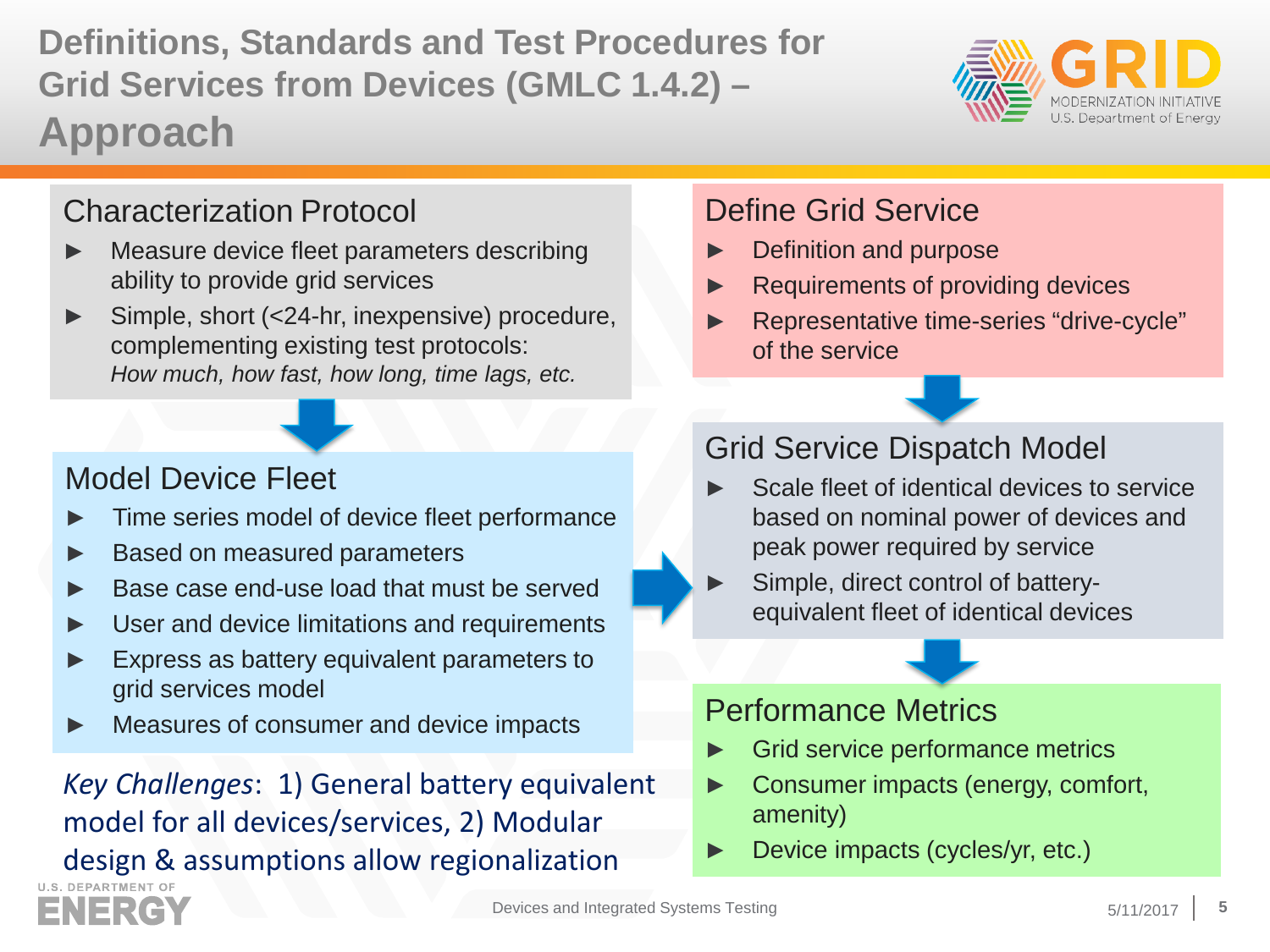# Definitions, Standards and Test Procedures for Grid Services from Devices (GMLC 1.4.2) – Approach

## Characterization Protocol

- Measure device fleet parameters describing ability to provide grid services
- Simple, short (<24-hr, inexpensive) procedure, complementing existing test protocols: *How much, how fast, how long, time lags, etc.*

## Model Device Fleet

- Time series model of device fleet performance
- Based on measured parameters
- Base case end-use load that must be served
- User and device limitations and requirements
- Express as battery equivalent parameters to grid services model
- Measures of consumer and device impacts

*Key Challenges*: 1) General battery equivalent model for all devices/services, 2) Modular design & assumptions allow regionalization

## Define Grid Service

- Definition and purpose
- Requirements of providing devices
- Representative time-series "drive-cycle" of the service

## Grid Service Dispatch Model

- Scale fleet of identical devices to service based on nominal power of devices and peak power required by service
- Simple, direct control of battery-equivalent fleet of identical devices

## Performance Metrics

- Grid service performance metrics
- Consumer impacts (energy, comfort, amenity)
- Device impacts (cycles/yr, etc.)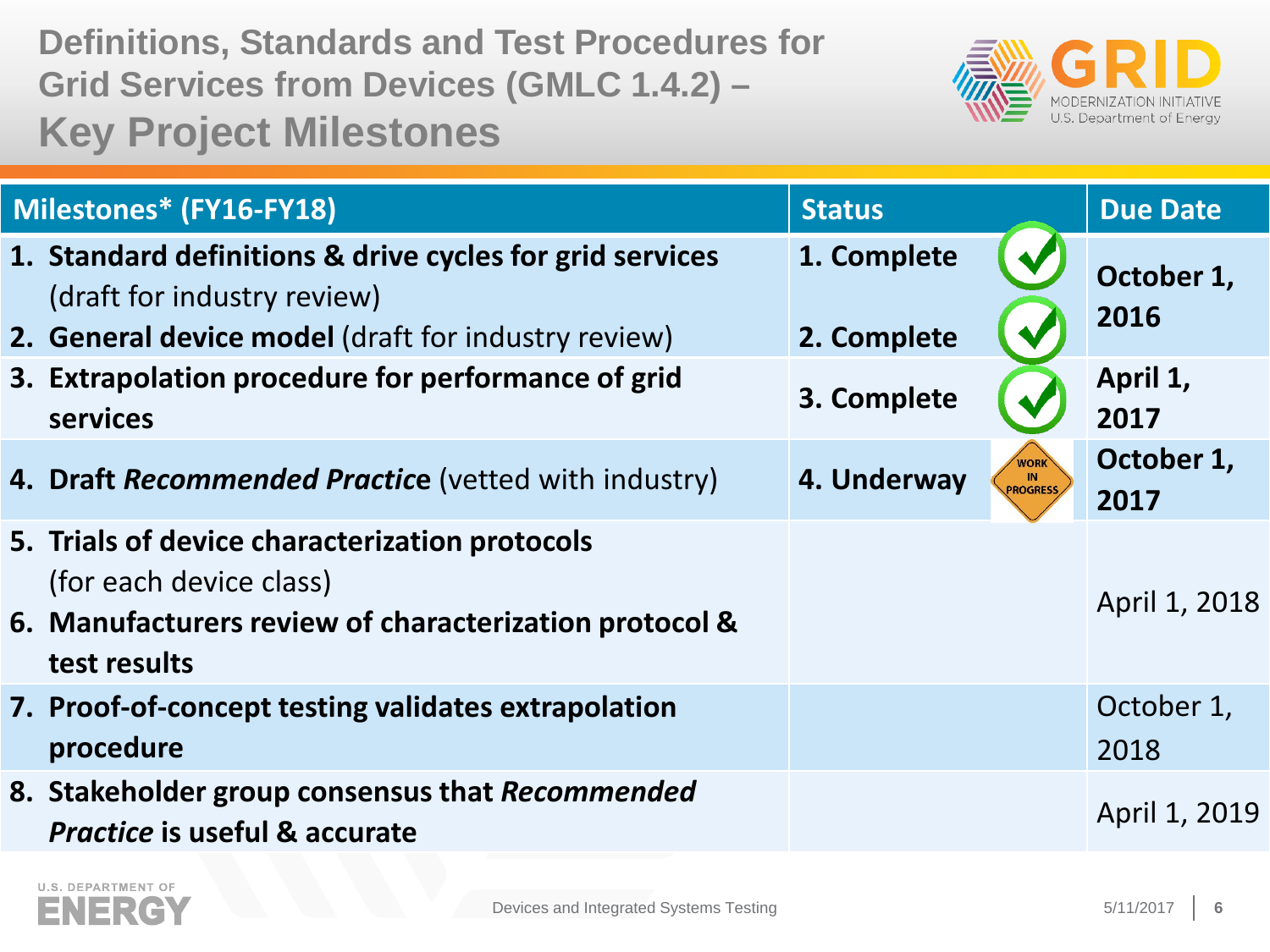# Definitions, Standards and Test Procedures for Grid Services from Devices (GMLC 1.4.2) – Key Project Milestones

| Milestones* (FY16-FY18) | Status | Due Date |
|---|---|---|
| 1. **Standard definitions & drive cycles for grid services** (draft for industry review)<br>2. **General device model** (draft for industry review) | 1. Complete<br>2. Complete | **October 1, 2016** |
| 3. **Extrapolation procedure for performance of grid services** | 3. Complete | **April 1, 2017** |
| 4. **Draft *Recommended Practice*** (vetted with industry) | 4. Underway | **October 1, 2017** |
| 5. **Trials of device characterization protocols** (for each device class)<br>6. **Manufacturers review of characterization protocol & test results** | | April 1, 2018 |
| 7. **Proof-of-concept testing validates extrapolation procedure** | | October 1, 2018 |
| 8. **Stakeholder group consensus that *Recommended Practice* is useful & accurate** | | April 1, 2019 |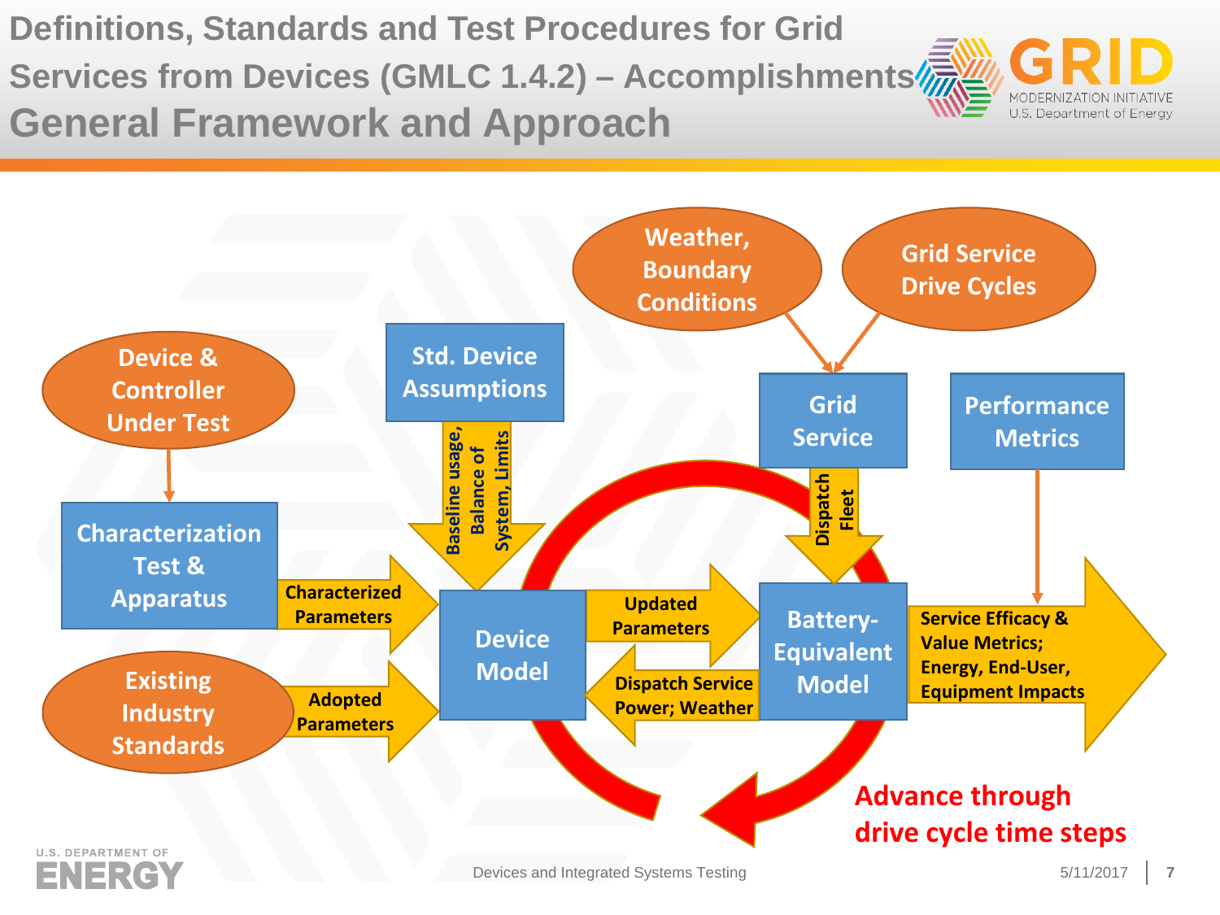# Definitions, Standards and Test Procedures for Grid Services from Devices (GMLC 1.4.2) – Accomplishments

## General Framework and Approach

- Device & Controller Under Test
- Characterization Test & Apparatus
- Existing Industry Standards
- Std. Device Assumptions
- Baseline usage, Balance of System, Limits
- Characterized Parameters
- Adopted Parameters
- Device Model
- Updated Parameters
- Dispatch Service Power; Weather
- Weather, Boundary Conditions
- Grid Service Drive Cycles
- Grid Service
- Dispatch Fleet
- Battery-Equivalent Model
- Performance Metrics
- Service Efficacy & Value Metrics; Energy, End-User, Equipment Impacts
- Advance through drive cycle time steps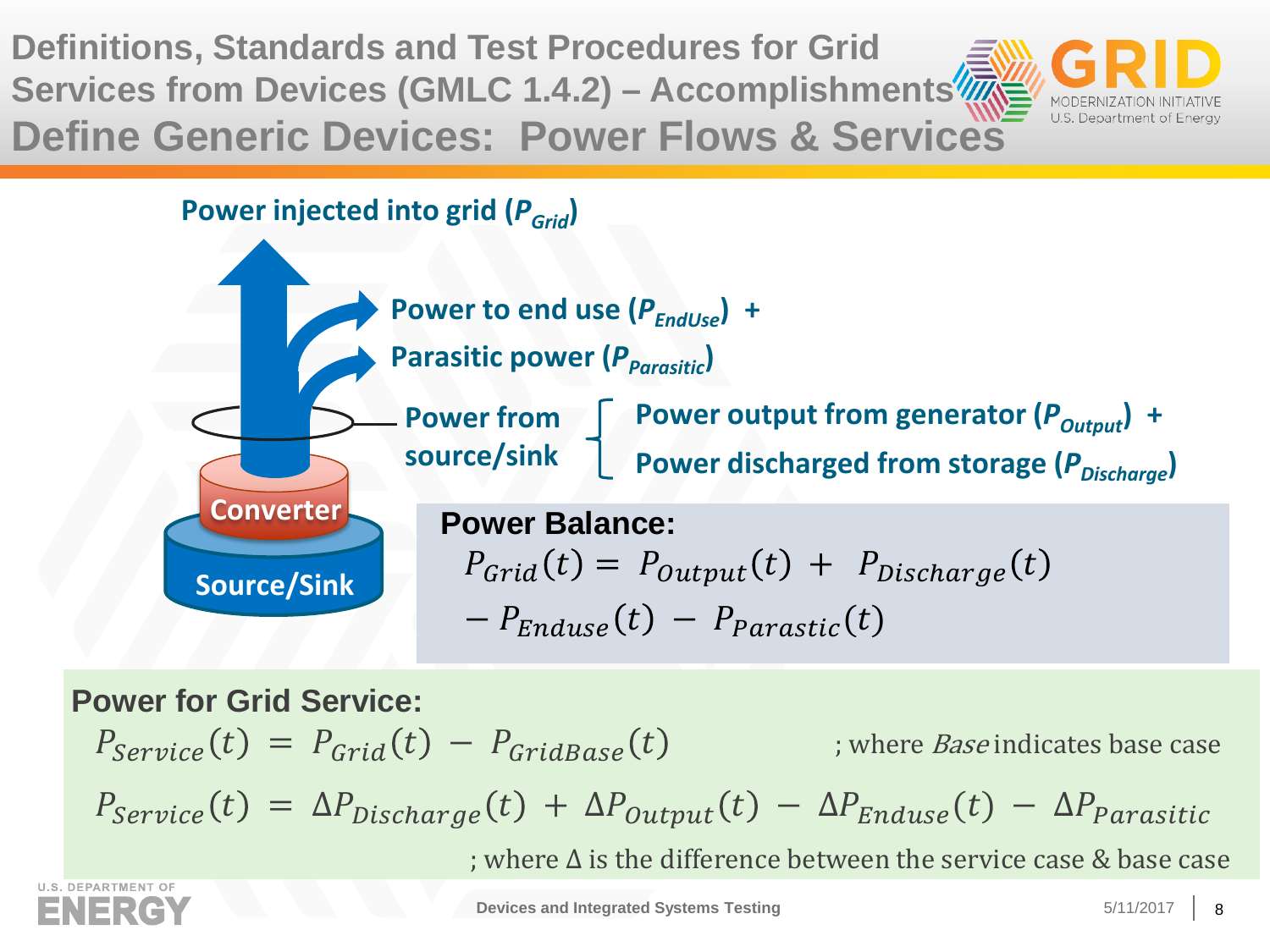# Definitions, Standards and Test Procedures for Grid Services from Devices (GMLC 1.4.2) – Accomplishments

## Define Generic Devices: Power Flows & Services

Power injected into grid ($P_{Grid}$)

Power to end use ($P_{EndUse}$) +

Parasitic power ($P_{Parasitic}$)

Power from source/sink

- Power output from generator ($P_{Output}$) +
- Power discharged from storage ($P_{Discharge}$)

Converter

Source/Sink

**Power Balance:**

$$P_{Grid}(t) = P_{Output}(t) + P_{Discharge}(t) - P_{Enduse}(t) - P_{Parastic}(t)$$

**Power for Grid Service:**

$$P_{Service}(t) = P_{Grid}(t) - P_{GridBase}(t)$$

; where *Base* indicates base case

$$P_{Service}(t) = \Delta P_{Discharge}(t) + \Delta P_{Output}(t) - \Delta P_{Enduse}(t) - \Delta P_{Parasitic}$$

; where $\Delta$ is the difference between the service case & base case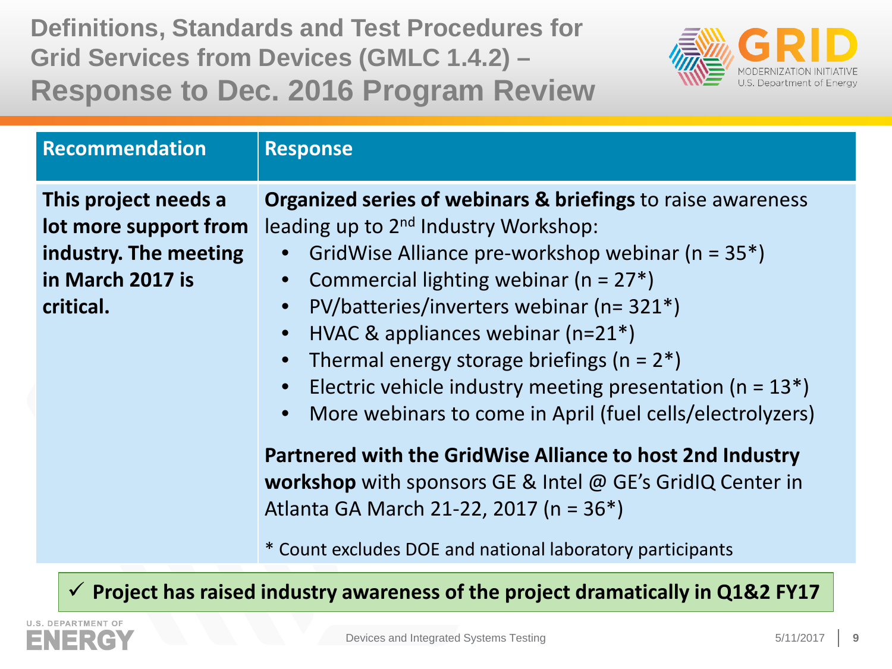# Definitions, Standards and Test Procedures for Grid Services from Devices (GMLC 1.4.2) – Response to Dec. 2016 Program Review

| Recommendation | Response |
|---|---|
| **This project needs a lot more support from industry. The meeting in March 2017 is critical.** | **Organized series of webinars & briefings** to raise awareness leading up to 2nd Industry Workshop:<br>• GridWise Alliance pre-workshop webinar (n = 35*)<br>• Commercial lighting webinar (n = 27*)<br>• PV/batteries/inverters webinar (n= 321*)<br>• HVAC & appliances webinar (n=21*)<br>• Thermal energy storage briefings (n = 2*)<br>• Electric vehicle industry meeting presentation (n = 13*)<br>• More webinars to come in April (fuel cells/electrolyzers)<br><br>**Partnered with the GridWise Alliance to host 2nd Industry workshop** with sponsors GE & Intel @ GE's GridIQ Center in Atlanta GA March 21-22, 2017 (n = 36*)<br><br>* Count excludes DOE and national laboratory participants |

✓ **Project has raised industry awareness of the project dramatically in Q1&2 FY17**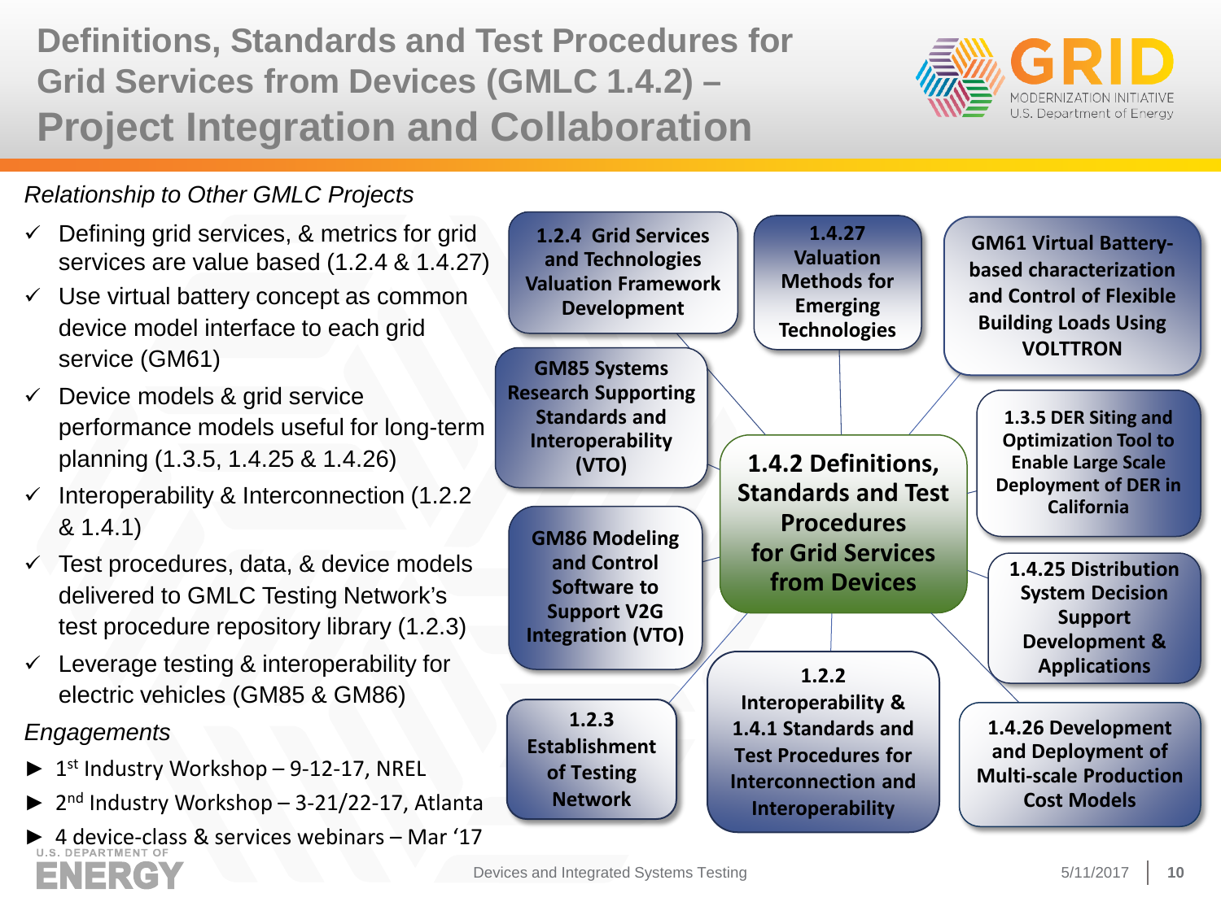# Definitions, Standards and Test Procedures for Grid Services from Devices (GMLC 1.4.2) – Project Integration and Collaboration

*Relationship to Other GMLC Projects*

- ✓ Defining grid services, & metrics for grid services are value based (1.2.4 & 1.4.27)
- ✓ Use virtual battery concept as common device model interface to each grid service (GM61)
- ✓ Device models & grid service performance models useful for long-term planning (1.3.5, 1.4.25 & 1.4.26)
- ✓ Interoperability & Interconnection (1.2.2 & 1.4.1)
- ✓ Test procedures, data, & device models delivered to GMLC Testing Network's test procedure repository library (1.2.3)
- ✓ Leverage testing & interoperability for electric vehicles (GM85 & GM86)

*Engagements*

- ► 1st Industry Workshop – 9-12-17, NREL
- ► 2nd Industry Workshop – 3-21/22-17, Atlanta
- ► 4 device-class & services webinars – Mar '17

**1.4.2 Definitions, Standards and Test Procedures for Grid Services from Devices**

- **1.2.4 Grid Services and Technologies Valuation Framework Development**
- **1.4.27 Valuation Methods for Emerging Technologies**
- **GM61 Virtual Battery-based characterization and Control of Flexible Building Loads Using VOLTTRON**
- **GM85 Systems Research Supporting Standards and Interoperability (VTO)**
- **1.3.5 DER Siting and Optimization Tool to Enable Large Scale Deployment of DER in California**
- **GM86 Modeling and Control Software to Support V2G Integration (VTO)**
- **1.4.25 Distribution System Decision Support Development & Applications**
- **1.2.3 Establishment of Testing Network**
- **1.2.2 Interoperability & 1.4.1 Standards and Test Procedures for Interconnection and Interoperability**
- **1.4.26 Development and Deployment of Multi-scale Production Cost Models**

Devices and Integrated Systems Testing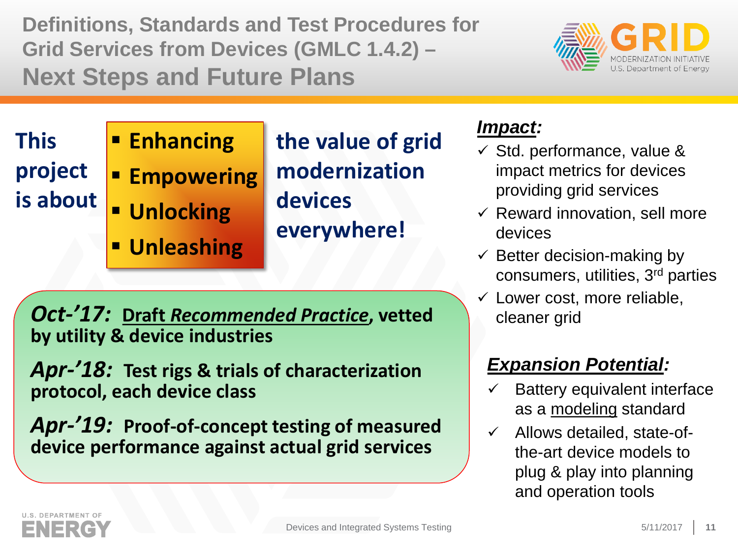# Definitions, Standards and Test Procedures for Grid Services from Devices (GMLC 1.4.2) – Next Steps and Future Plans

**This project is about**

- **Enhancing**
- **Empowering**
- **Unlocking**
- **Unleashing**

**the value of grid modernization devices everywhere!**

***Oct-'17:*** **Draft *Recommended Practice*, vetted by utility & device industries**

***Apr-'18:*** **Test rigs & trials of characterization protocol, each device class**

***Apr-'19:*** **Proof-of-concept testing of measured device performance against actual grid services**

## *Impact:*

- ✓ Std. performance, value & impact metrics for devices providing grid services
- ✓ Reward innovation, sell more devices
- ✓ Better decision-making by consumers, utilities, 3rd parties
- ✓ Lower cost, more reliable, cleaner grid

## *Expansion Potential:*

- ✓ Battery equivalent interface as a modeling standard
- ✓ Allows detailed, state-of-the-art device models to plug & play into planning and operation tools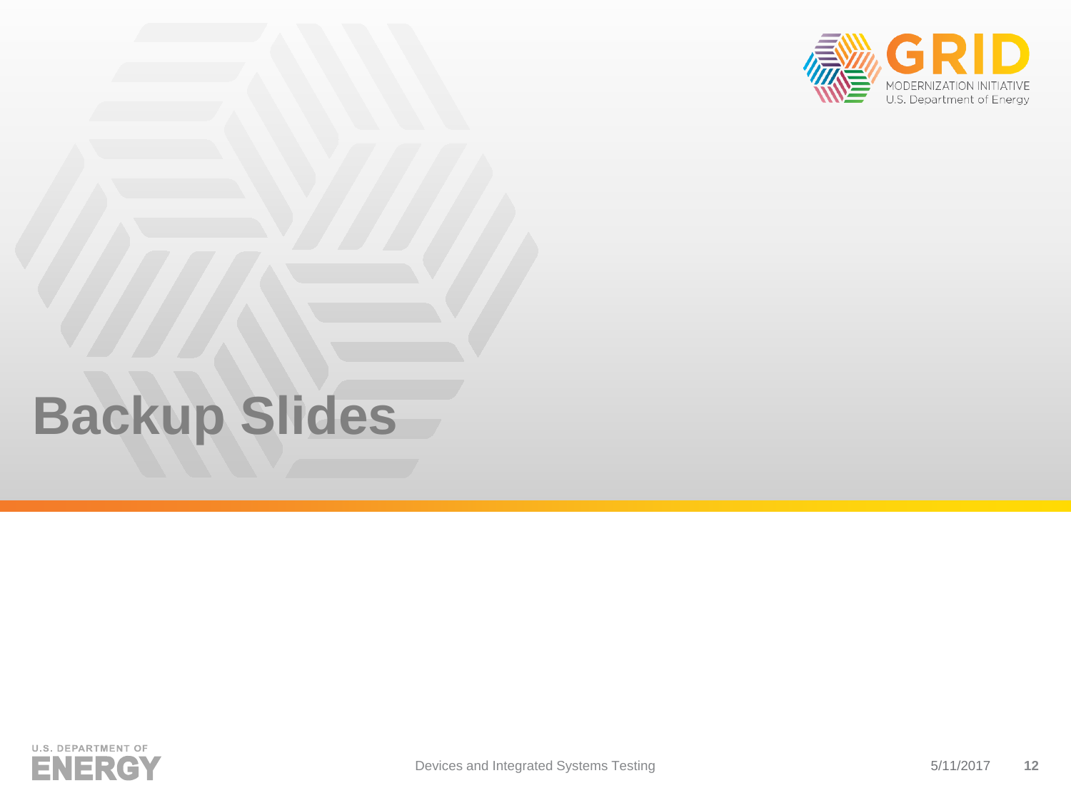# Backup Slides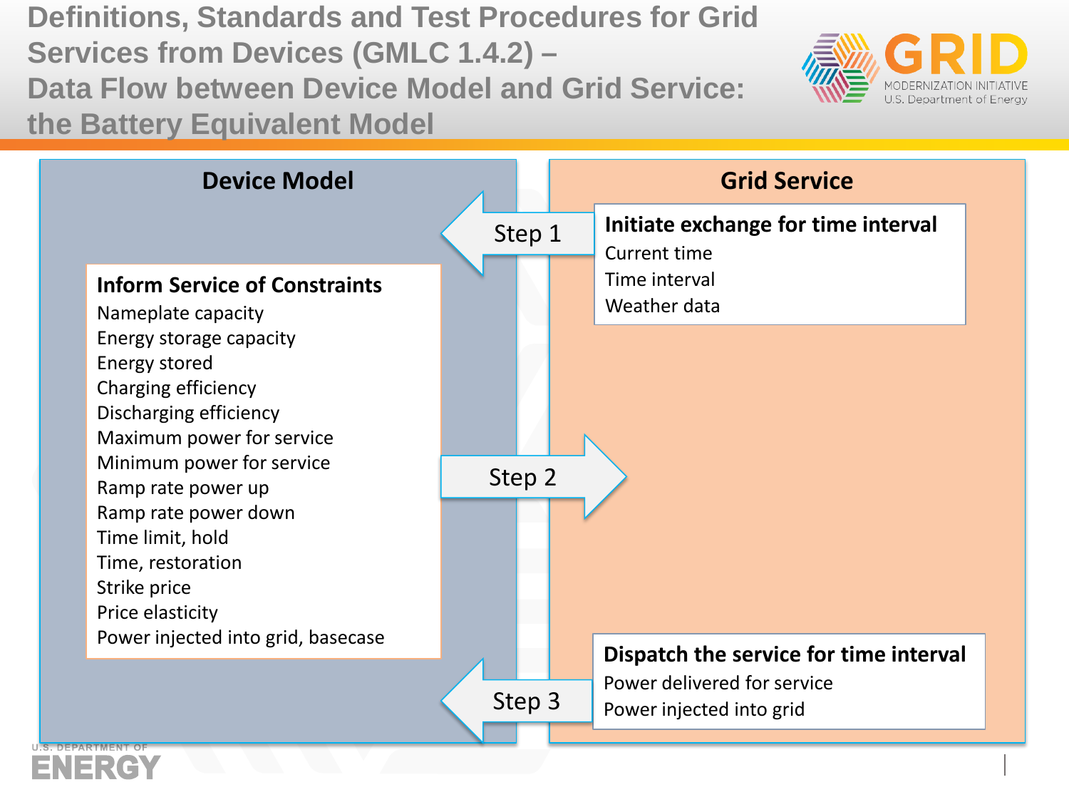# Definitions, Standards and Test Procedures for Grid Services from Devices (GMLC 1.4.2) – Data Flow between Device Model and Grid Service: the Battery Equivalent Model

## Device Model

**Inform Service of Constraints**

- Nameplate capacity
- Energy storage capacity
- Energy stored
- Charging efficiency
- Discharging efficiency
- Maximum power for service
- Minimum power for service
- Ramp rate power up
- Ramp rate power down
- Time limit, hold
- Time, restoration
- Strike price
- Price elasticity
- Power injected into grid, basecase

## Grid Service

**Initiate exchange for time interval**

- Current time
- Time interval
- Weather data

**Dispatch the service for time interval**

- Power delivered for service
- Power injected into grid

Step 1 (Grid Service → Device Model)

Step 2 (Device Model → Grid Service)

Step 3 (Grid Service → Device Model)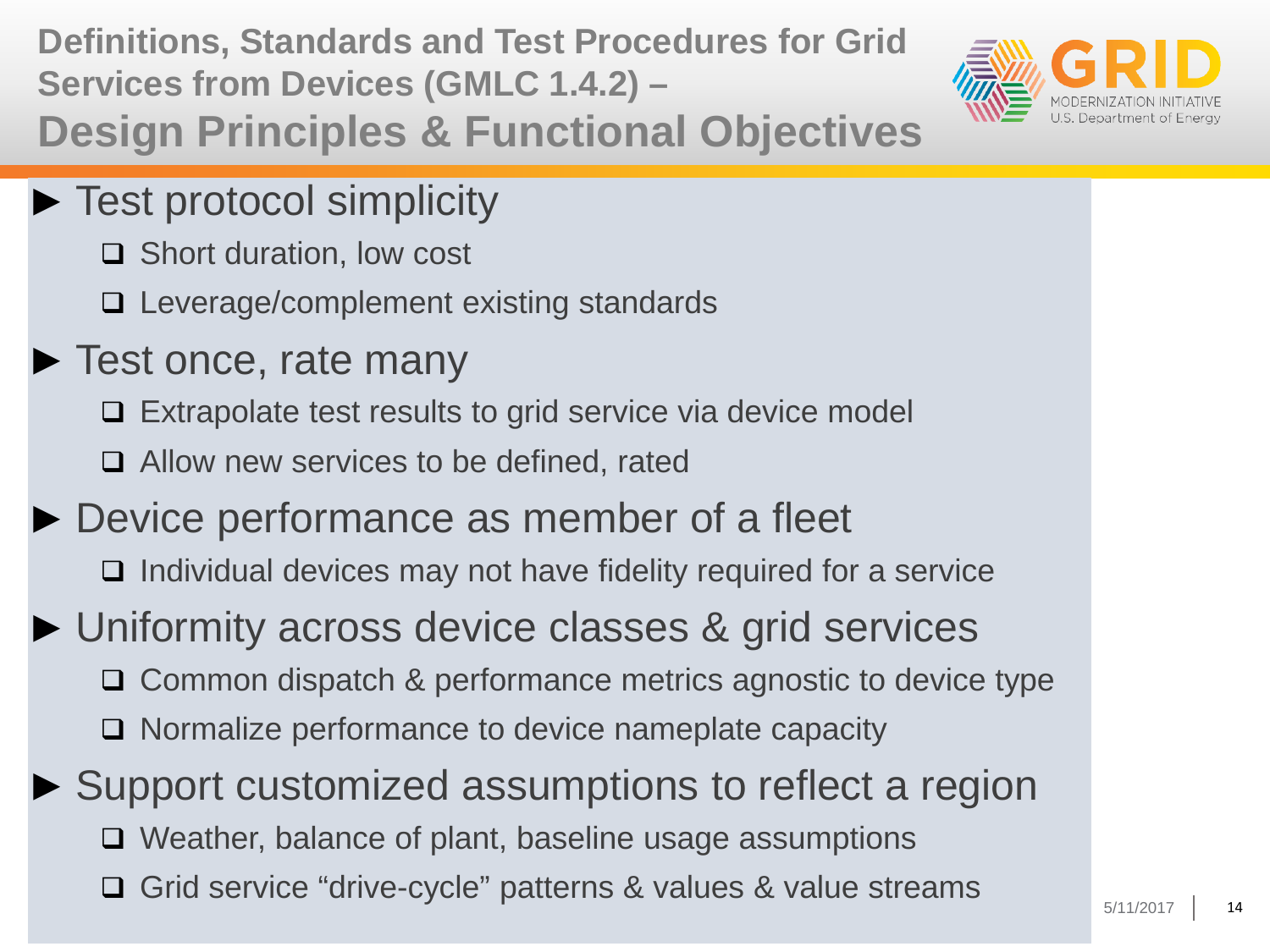# Definitions, Standards and Test Procedures for Grid Services from Devices (GMLC 1.4.2) – Design Principles & Functional Objectives

- **Test protocol simplicity**
  - Short duration, low cost
  - Leverage/complement existing standards
- **Test once, rate many**
  - Extrapolate test results to grid service via device model
  - Allow new services to be defined, rated
- **Device performance as member of a fleet**
  - Individual devices may not have fidelity required for a service
- **Uniformity across device classes & grid services**
  - Common dispatch & performance metrics agnostic to device type
  - Normalize performance to device nameplate capacity
- **Support customized assumptions to reflect a region**
  - Weather, balance of plant, baseline usage assumptions
  - Grid service "drive-cycle" patterns & values & value streams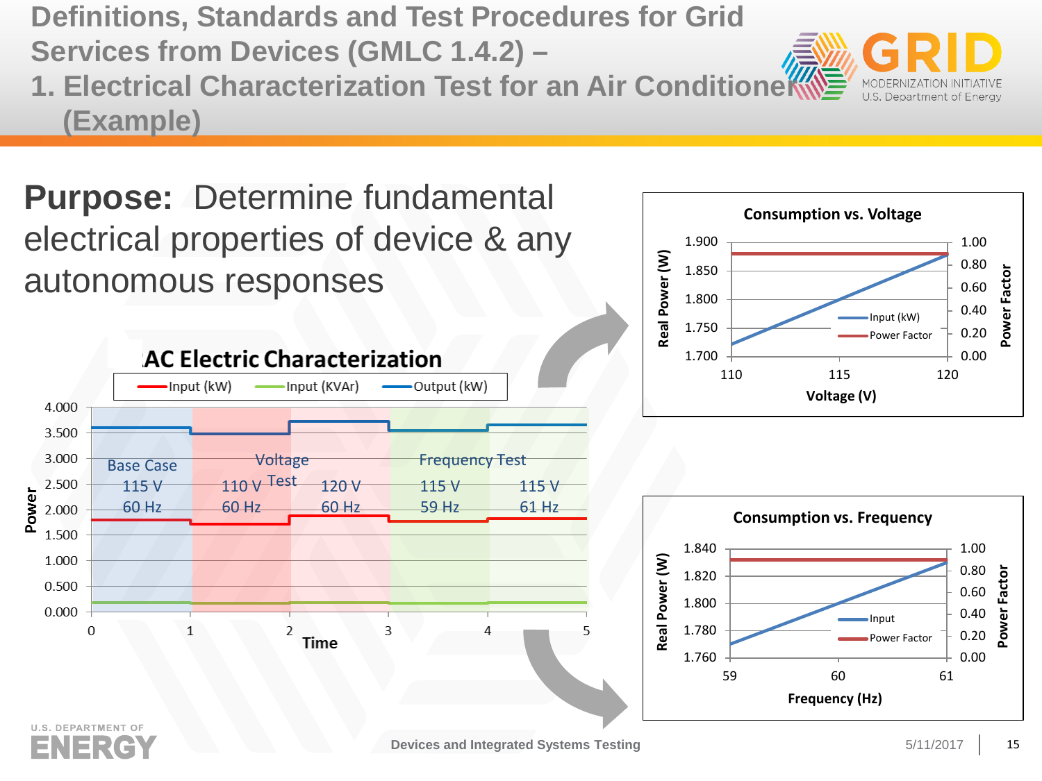# Definitions, Standards and Test Procedures for Grid Services from Devices (GMLC 1.4.2) – 1. Electrical Characterization Test for an Air Conditioner (Example)

**Purpose:** Determine fundamental electrical properties of device & any autonomous responses

**AC Electric Characterization**

Legend: Input (kW), Input (KVAr), Output (kW)

Power axis: 0.000 – 4.000; Time axis: 0 – 5

| Base Case | Voltage Test | | Frequency Test | |
|---|---|---|---|---|
| 115 V, 60 Hz | 110 V, 60 Hz | 120 V, 60 Hz | 115 V, 59 Hz | 115 V, 61 Hz |

**Consumption vs. Voltage**

Real Power (W): 1.700 – 1.900; Power Factor: 0.00 – 1.00; Voltage (V): 110, 115, 120

Legend: Input (kW), Power Factor

**Consumption vs. Frequency**

Real Power (W): 1.760 – 1.840; Power Factor: 0.00 – 1.00; Frequency (Hz): 59, 60, 61

Legend: Input, Power Factor

Devices and Integrated Systems Testing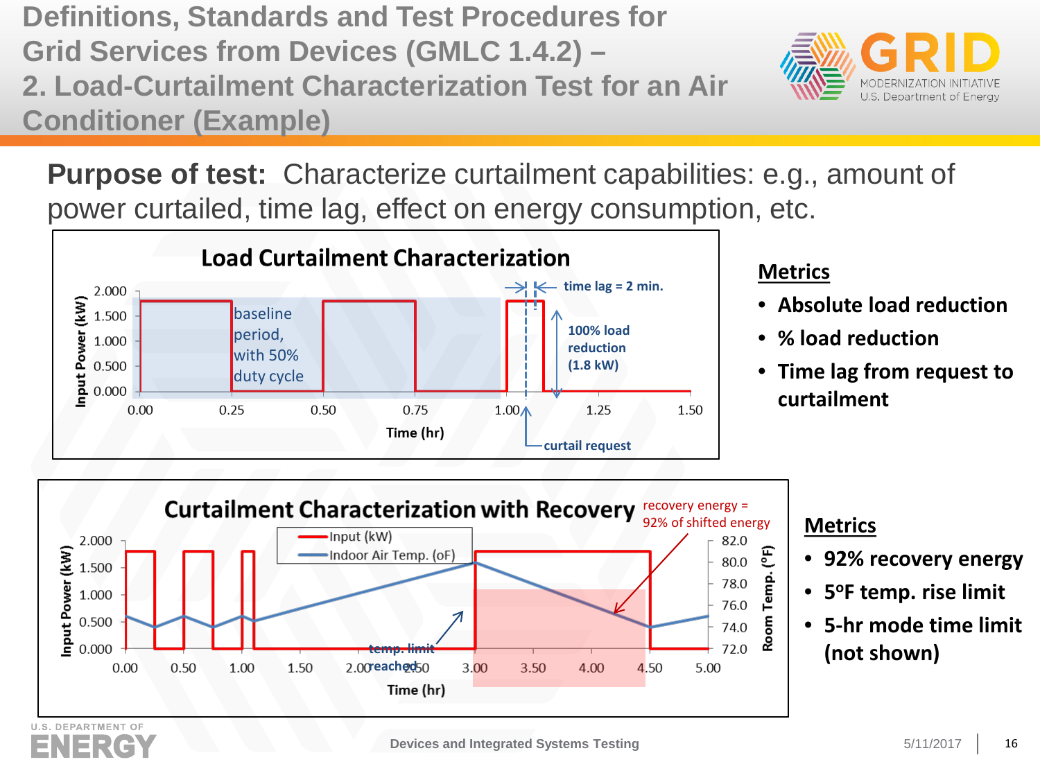# Definitions, Standards and Test Procedures for Grid Services from Devices (GMLC 1.4.2) – 2. Load-Curtailment Characterization Test for an Air Conditioner (Example)

**Purpose of test:** Characterize curtailment capabilities: e.g., amount of power curtailed, time lag, effect on energy consumption, etc.

**Load Curtailment Characterization**

Input Power (kW) vs. Time (hr)

- baseline period, with 50% duty cycle
- time lag = 2 min.
- 100% load reduction (1.8 kW)
- curtail request

### Metrics

- **Absolute load reduction**
- **% load reduction**
- **Time lag from request to curtailment**

**Curtailment Characterization with Recovery**

Input Power (kW) and Room Temp. (°F) vs. Time (hr)

- Input (kW)
- Indoor Air Temp. (oF)
- temp. limit reached
- recovery energy = 92% of shifted energy

### Metrics

- **92% recovery energy**
- **5°F temp. rise limit**
- **5-hr mode time limit (not shown)**

Devices and Integrated Systems Testing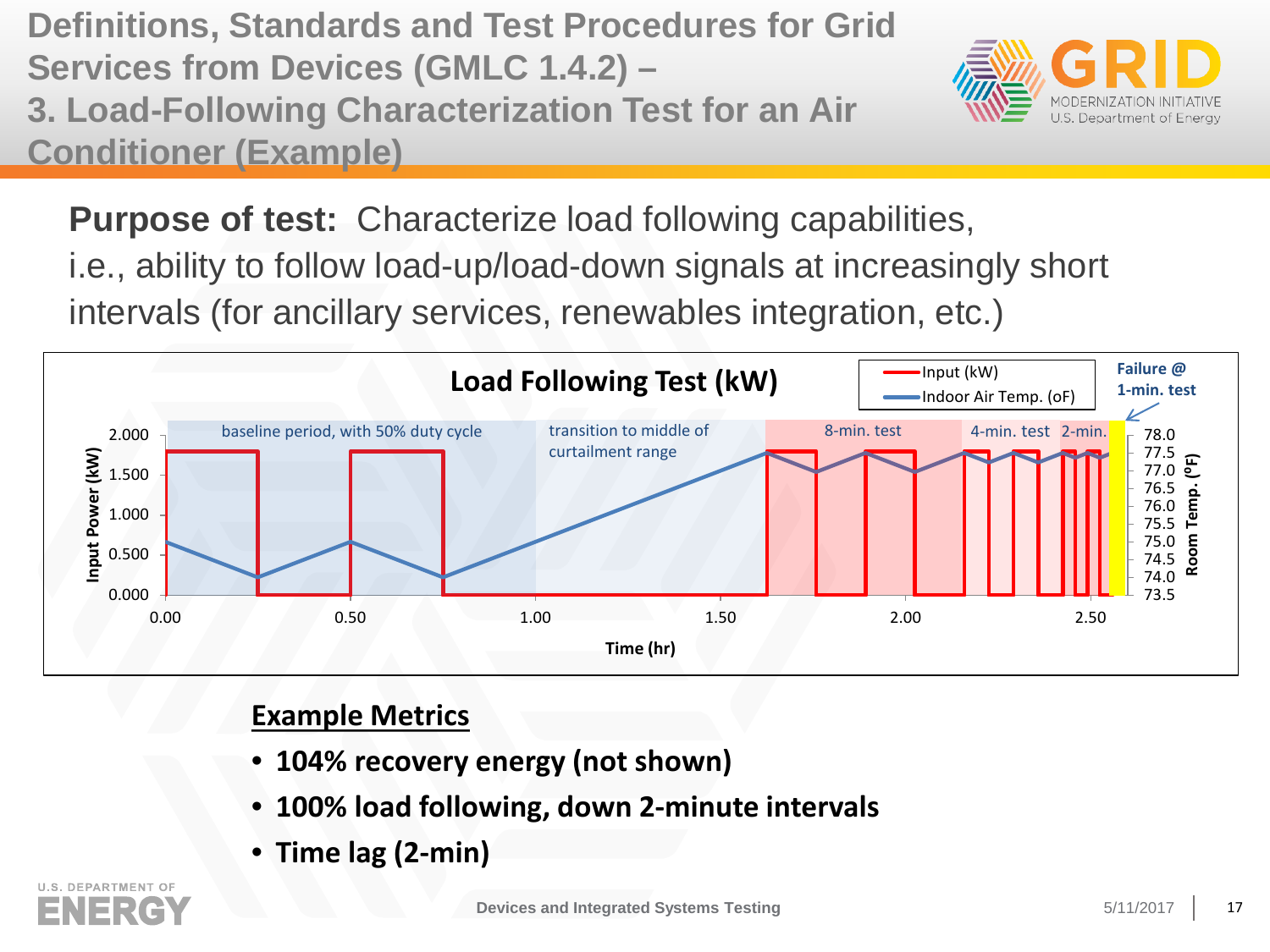# Definitions, Standards and Test Procedures for Grid Services from Devices (GMLC 1.4.2) – 3. Load-Following Characterization Test for an Air Conditioner (Example)

**Purpose of test:** Characterize load following capabilities, i.e., ability to follow load-up/load-down signals at increasingly short intervals (for ancillary services, renewables integration, etc.)

Load Following Test (kW)

Input (kW)
Indoor Air Temp. (oF)

Failure @ 1-min. test

baseline period, with 50% duty cycle
transition to middle of curtailment range
8-min. test
4-min. test
2-min.

Input Power (kW)
2.000
1.500
1.000
0.500
0.000

Room Temp. (ºF)
78.0
77.5
77.0
76.5
76.0
75.5
75.0
74.5
74.0
73.5

0.00
0.50
1.00
1.50
2.00
2.50

Time (hr)

## Example Metrics

- **104% recovery energy (not shown)**
- **100% load following, down 2-minute intervals**
- **Time lag (2-min)**